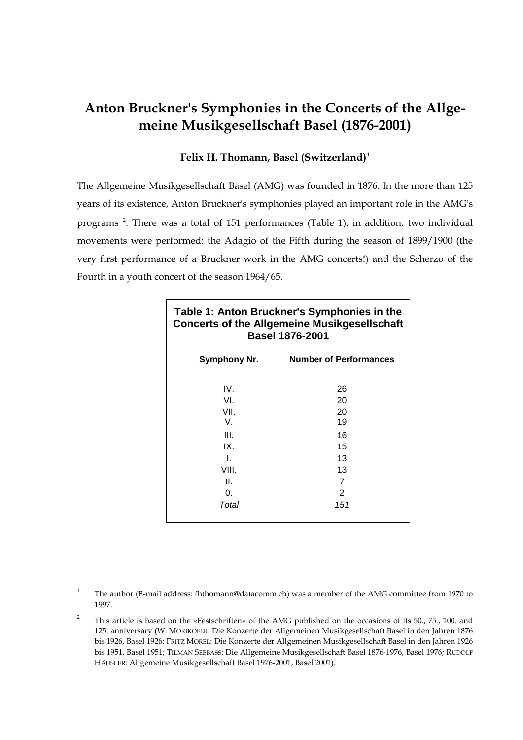# Anton Bruckner's Symphonies in the Concerts of the Allgemeine Musikgesellschaft Basel (1876-2001)

**Felix H. Thomann, Basel (Switzerland)**[1]

The Allgemeine Musikgesellschaft Basel (AMG) was founded in 1876. In the more than 125 years of its existence, Anton Bruckner's symphonies played an important role in the AMG's programs [2]. There was a total of 151 performances (Table 1); in addition, two individual movements were performed: the Adagio of the Fifth during the season of 1899/1900 (the very first performance of a Bruckner work in the AMG concerts!) and the Scherzo of the Fourth in a youth concert of the season 1964/65.

**Table 1: Anton Bruckner's Symphonies in the Concerts of the Allgemeine Musikgesellschaft Basel 1876-2001**

| Symphony Nr. | Number of Performances |
|---|---|
| IV. | 26 |
| VI. | 20 |
| VII. | 20 |
| V. | 19 |
| III. | 16 |
| IX. | 15 |
| I. | 13 |
| VIII. | 13 |
| II. | 7 |
| 0. | 2 |
| *Total* | *151* |

---

[1] The author (E-mail address: fhthomann@datacomm.ch) was a member of the AMG committee from 1970 to 1997.

[2] This article is based on the «Festschriften» of the AMG published on the occasions of its 50., 75., 100. and 125. anniversary (W. MÖRIKOFER: Die Konzerte der Allgemeinen Musikgesellschaft Basel in den Jahren 1876 bis 1926, Basel 1926; FRITZ MOREL: Die Konzerte der Allgemeinen Musikgesellschaft Basel in den Jahren 1926 bis 1951, Basel 1951; TILMAN SEEBASS: Die Allgemeine Musikgesellschaft Basel 1876-1976, Basel 1976; RUDOLF HÄUSLER: Allgemeine Musikgesellschaft Basel 1976-2001, Basel 2001).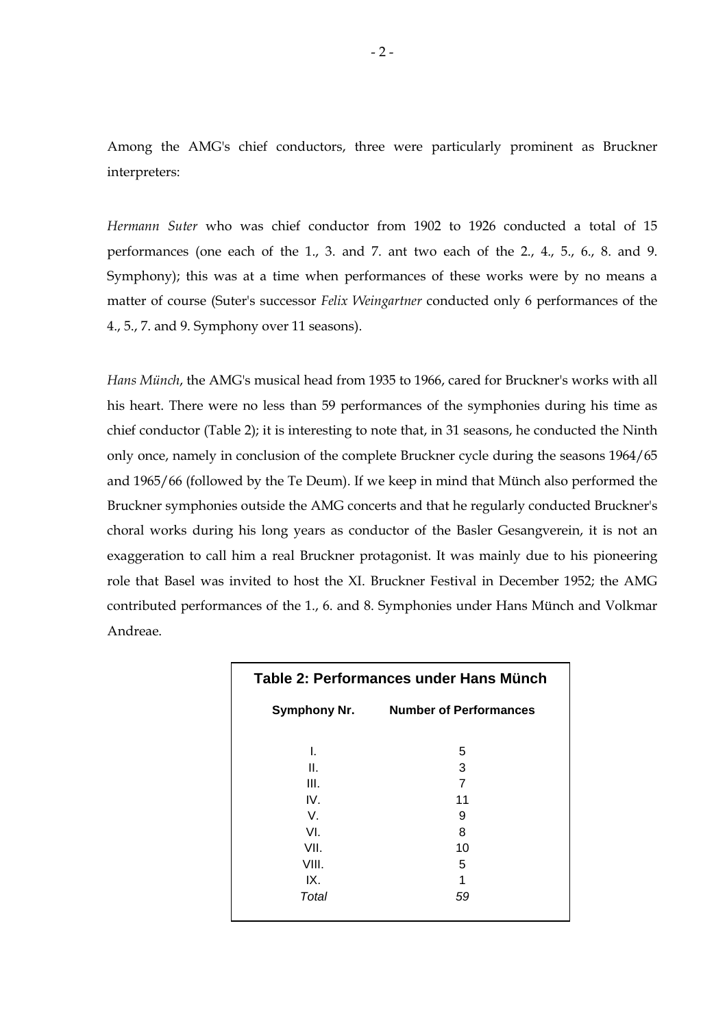Among the AMG's chief conductors, three were particularly prominent as Bruckner interpreters:

*Hermann Suter* who was chief conductor from 1902 to 1926 conducted a total of 15 performances (one each of the 1., 3. and 7. ant two each of the 2., 4., 5., 6., 8. and 9. Symphony); this was at a time when performances of these works were by no means a matter of course (Suter's successor *Felix Weingartner* conducted only 6 performances of the 4., 5., 7. and 9. Symphony over 11 seasons).

*Hans Münch*, the AMG's musical head from 1935 to 1966, cared for Bruckner's works with all his heart. There were no less than 59 performances of the symphonies during his time as chief conductor (Table 2); it is interesting to note that, in 31 seasons, he conducted the Ninth only once, namely in conclusion of the complete Bruckner cycle during the seasons 1964/65 and 1965/66 (followed by the Te Deum). If we keep in mind that Münch also performed the Bruckner symphonies outside the AMG concerts and that he regularly conducted Bruckner's choral works during his long years as conductor of the Basler Gesangverein, it is not an exaggeration to call him a real Bruckner protagonist. It was mainly due to his pioneering role that Basel was invited to host the XI. Bruckner Festival in December 1952; the AMG contributed performances of the 1., 6. and 8. Symphonies under Hans Münch and Volkmar Andreae.

**Table 2: Performances under Hans Münch**

| Symphony Nr. | Number of Performances |
|---|---|
| I. | 5 |
| II. | 3 |
| III. | 7 |
| IV. | 11 |
| V. | 9 |
| VI. | 8 |
| VII. | 10 |
| VIII. | 5 |
| IX. | 1 |
| *Total* | *59* |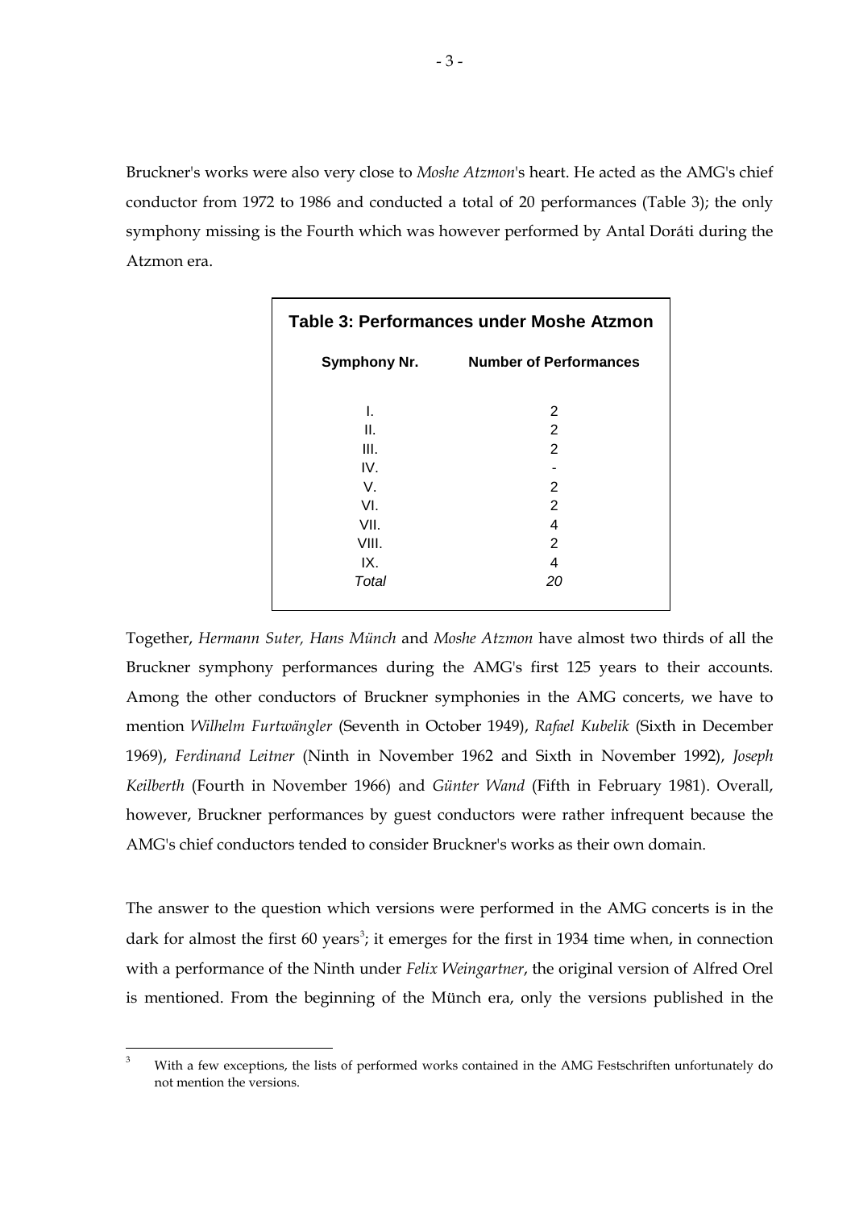Bruckner's works were also very close to *Moshe Atzmon*'s heart. He acted as the AMG's chief conductor from 1972 to 1986 and conducted a total of 20 performances (Table 3); the only symphony missing is the Fourth which was however performed by Antal Doráti during the Atzmon era.

**Table 3: Performances under Moshe Atzmon**

| Symphony Nr. | Number of Performances |
|---|---|
| I. | 2 |
| II. | 2 |
| III. | 2 |
| IV. | - |
| V. | 2 |
| VI. | 2 |
| VII. | 4 |
| VIII. | 2 |
| IX. | 4 |
| *Total* | *20* |

Together, *Hermann Suter, Hans Münch* and *Moshe Atzmon* have almost two thirds of all the Bruckner symphony performances during the AMG's first 125 years to their accounts. Among the other conductors of Bruckner symphonies in the AMG concerts, we have to mention *Wilhelm Furtwängler* (Seventh in October 1949), *Rafael Kubelik* (Sixth in December 1969), *Ferdinand Leitner* (Ninth in November 1962 and Sixth in November 1992), *Joseph Keilberth* (Fourth in November 1966) and *Günter Wand* (Fifth in February 1981). Overall, however, Bruckner performances by guest conductors were rather infrequent because the AMG's chief conductors tended to consider Bruckner's works as their own domain.

The answer to the question which versions were performed in the AMG concerts is in the dark for almost the first 60 years[3]; it emerges for the first in 1934 time when, in connection with a performance of the Ninth under *Felix Weingartner*, the original version of Alfred Orel is mentioned. From the beginning of the Münch era, only the versions published in the

[3] With a few exceptions, the lists of performed works contained in the AMG Festschriften unfortunately do not mention the versions.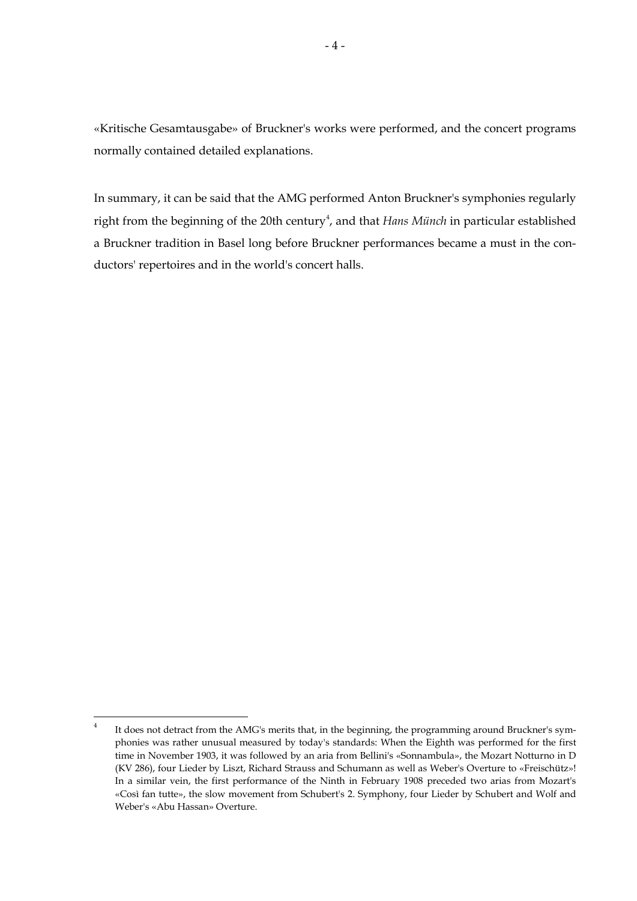«Kritische Gesamtausgabe» of Bruckner's works were performed, and the concert programs normally contained detailed explanations.

In summary, it can be said that the AMG performed Anton Bruckner's symphonies regularly right from the beginning of the 20th century[4], and that *Hans Münch* in particular established a Bruckner tradition in Basel long before Bruckner performances became a must in the conductors' repertoires and in the world's concert halls.

---

[4] It does not detract from the AMG's merits that, in the beginning, the programming around Bruckner's symphonies was rather unusual measured by today's standards: When the Eighth was performed for the first time in November 1903, it was followed by an aria from Bellini's «Sonnambula», the Mozart Notturno in D (KV 286), four Lieder by Liszt, Richard Strauss and Schumann as well as Weber's Overture to «Freischütz»! In a similar vein, the first performance of the Ninth in February 1908 preceded two arias from Mozart's «Così fan tutte», the slow movement from Schubert's 2. Symphony, four Lieder by Schubert and Wolf and Weber's «Abu Hassan» Overture.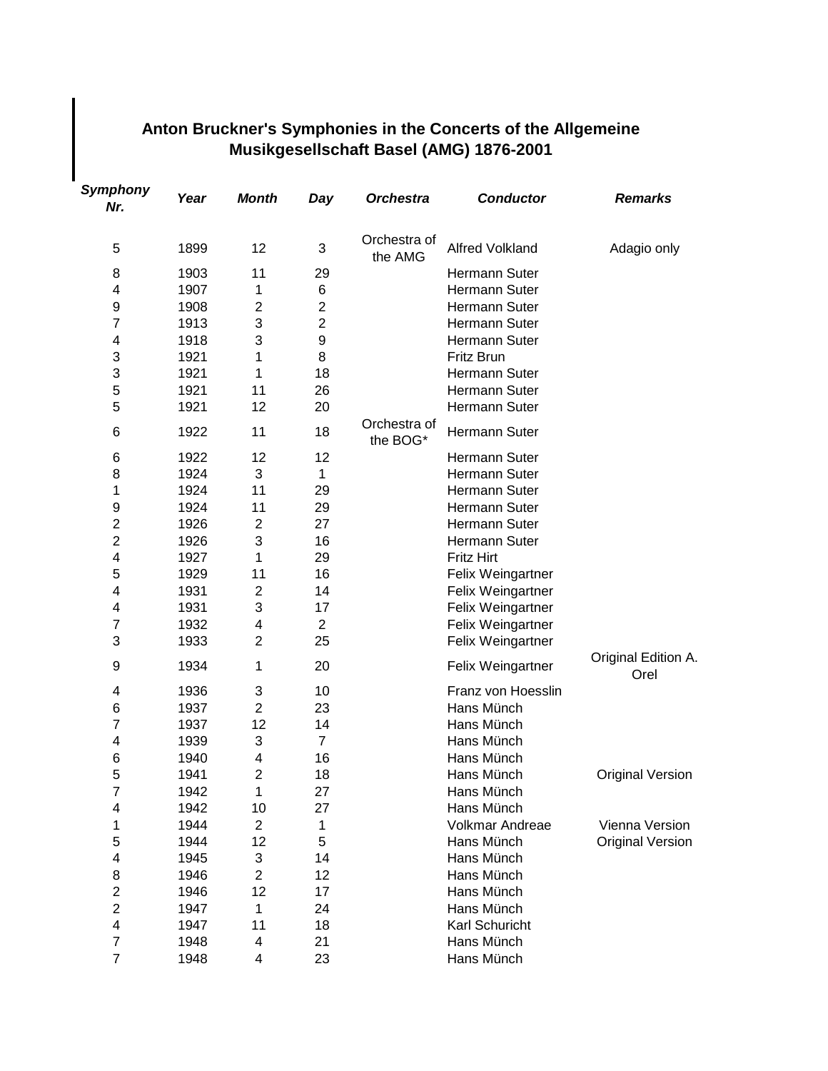## Anton Bruckner's Symphonies in the Concerts of the Allgemeine Musikgesellschaft Basel (AMG) 1876-2001

| *Symphony Nr.* | *Year* | *Month* | *Day* | *Orchestra* | *Conductor* | *Remarks* |
|---|---|---|---|---|---|---|
| 5 | 1899 | 12 | 3 | Orchestra of the AMG | Alfred Volkland | Adagio only |
| 8 | 1903 | 11 | 29 | | Hermann Suter | |
| 4 | 1907 | 1 | 6 | | Hermann Suter | |
| 9 | 1908 | 2 | 2 | | Hermann Suter | |
| 7 | 1913 | 3 | 2 | | Hermann Suter | |
| 4 | 1918 | 3 | 9 | | Hermann Suter | |
| 3 | 1921 | 1 | 8 | | Fritz Brun | |
| 3 | 1921 | 1 | 18 | | Hermann Suter | |
| 5 | 1921 | 11 | 26 | | Hermann Suter | |
| 5 | 1921 | 12 | 20 | | Hermann Suter | |
| 6 | 1922 | 11 | 18 | Orchestra of the BOG* | Hermann Suter | |
| 6 | 1922 | 12 | 12 | | Hermann Suter | |
| 8 | 1924 | 3 | 1 | | Hermann Suter | |
| 1 | 1924 | 11 | 29 | | Hermann Suter | |
| 9 | 1924 | 11 | 29 | | Hermann Suter | |
| 2 | 1926 | 2 | 27 | | Hermann Suter | |
| 2 | 1926 | 3 | 16 | | Hermann Suter | |
| 4 | 1927 | 1 | 29 | | Fritz Hirt | |
| 5 | 1929 | 11 | 16 | | Felix Weingartner | |
| 4 | 1931 | 2 | 14 | | Felix Weingartner | |
| 4 | 1931 | 3 | 17 | | Felix Weingartner | |
| 7 | 1932 | 4 | 2 | | Felix Weingartner | |
| 3 | 1933 | 2 | 25 | | Felix Weingartner | |
| 9 | 1934 | 1 | 20 | | Felix Weingartner | Original Edition A. Orel |
| 4 | 1936 | 3 | 10 | | Franz von Hoesslin | |
| 6 | 1937 | 2 | 23 | | Hans Münch | |
| 7 | 1937 | 12 | 14 | | Hans Münch | |
| 4 | 1939 | 3 | 7 | | Hans Münch | |
| 6 | 1940 | 4 | 16 | | Hans Münch | |
| 5 | 1941 | 2 | 18 | | Hans Münch | Original Version |
| 7 | 1942 | 1 | 27 | | Hans Münch | |
| 4 | 1942 | 10 | 27 | | Hans Münch | |
| 1 | 1944 | 2 | 1 | | Volkmar Andreae | Vienna Version |
| 5 | 1944 | 12 | 5 | | Hans Münch | Original Version |
| 4 | 1945 | 3 | 14 | | Hans Münch | |
| 8 | 1946 | 2 | 12 | | Hans Münch | |
| 2 | 1946 | 12 | 17 | | Hans Münch | |
| 2 | 1947 | 1 | 24 | | Hans Münch | |
| 4 | 1947 | 11 | 18 | | Karl Schuricht | |
| 7 | 1948 | 4 | 21 | | Hans Münch | |
| 7 | 1948 | 4 | 23 | | Hans Münch | |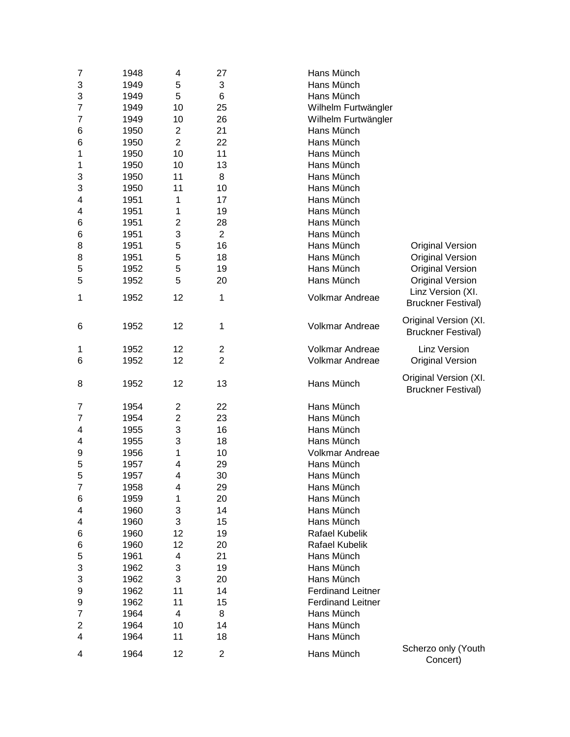| | | | | | |
|---|---|---|---|---|---|
| 7 | 1948 | 4 | 27 | Hans Münch | |
| 3 | 1949 | 5 | 3 | Hans Münch | |
| 3 | 1949 | 5 | 6 | Hans Münch | |
| 7 | 1949 | 10 | 25 | Wilhelm Furtwängler | |
| 7 | 1949 | 10 | 26 | Wilhelm Furtwängler | |
| 6 | 1950 | 2 | 21 | Hans Münch | |
| 6 | 1950 | 2 | 22 | Hans Münch | |
| 1 | 1950 | 10 | 11 | Hans Münch | |
| 1 | 1950 | 10 | 13 | Hans Münch | |
| 3 | 1950 | 11 | 8 | Hans Münch | |
| 3 | 1950 | 11 | 10 | Hans Münch | |
| 4 | 1951 | 1 | 17 | Hans Münch | |
| 4 | 1951 | 1 | 19 | Hans Münch | |
| 6 | 1951 | 2 | 28 | Hans Münch | |
| 6 | 1951 | 3 | 2 | Hans Münch | |
| 8 | 1951 | 5 | 16 | Hans Münch | Original Version |
| 8 | 1951 | 5 | 18 | Hans Münch | Original Version |
| 5 | 1952 | 5 | 19 | Hans Münch | Original Version |
| 5 | 1952 | 5 | 20 | Hans Münch | Original Version |
| 1 | 1952 | 12 | 1 | Volkmar Andreae | Linz Version (XI. Bruckner Festival) |
| 6 | 1952 | 12 | 1 | Volkmar Andreae | Original Version (XI. Bruckner Festival) |
| 1 | 1952 | 12 | 2 | Volkmar Andreae | Linz Version |
| 6 | 1952 | 12 | 2 | Volkmar Andreae | Original Version |
| 8 | 1952 | 12 | 13 | Hans Münch | Original Version (XI. Bruckner Festival) |
| 7 | 1954 | 2 | 22 | Hans Münch | |
| 7 | 1954 | 2 | 23 | Hans Münch | |
| 4 | 1955 | 3 | 16 | Hans Münch | |
| 4 | 1955 | 3 | 18 | Hans Münch | |
| 9 | 1956 | 1 | 10 | Volkmar Andreae | |
| 5 | 1957 | 4 | 29 | Hans Münch | |
| 5 | 1957 | 4 | 30 | Hans Münch | |
| 7 | 1958 | 4 | 29 | Hans Münch | |
| 6 | 1959 | 1 | 20 | Hans Münch | |
| 4 | 1960 | 3 | 14 | Hans Münch | |
| 4 | 1960 | 3 | 15 | Hans Münch | |
| 6 | 1960 | 12 | 19 | Rafael Kubelik | |
| 6 | 1960 | 12 | 20 | Rafael Kubelik | |
| 5 | 1961 | 4 | 21 | Hans Münch | |
| 3 | 1962 | 3 | 19 | Hans Münch | |
| 3 | 1962 | 3 | 20 | Hans Münch | |
| 9 | 1962 | 11 | 14 | Ferdinand Leitner | |
| 9 | 1962 | 11 | 15 | Ferdinand Leitner | |
| 7 | 1964 | 4 | 8 | Hans Münch | |
| 2 | 1964 | 10 | 14 | Hans Münch | |
| 4 | 1964 | 11 | 18 | Hans Münch | |
| 4 | 1964 | 12 | 2 | Hans Münch | Scherzo only (Youth Concert) |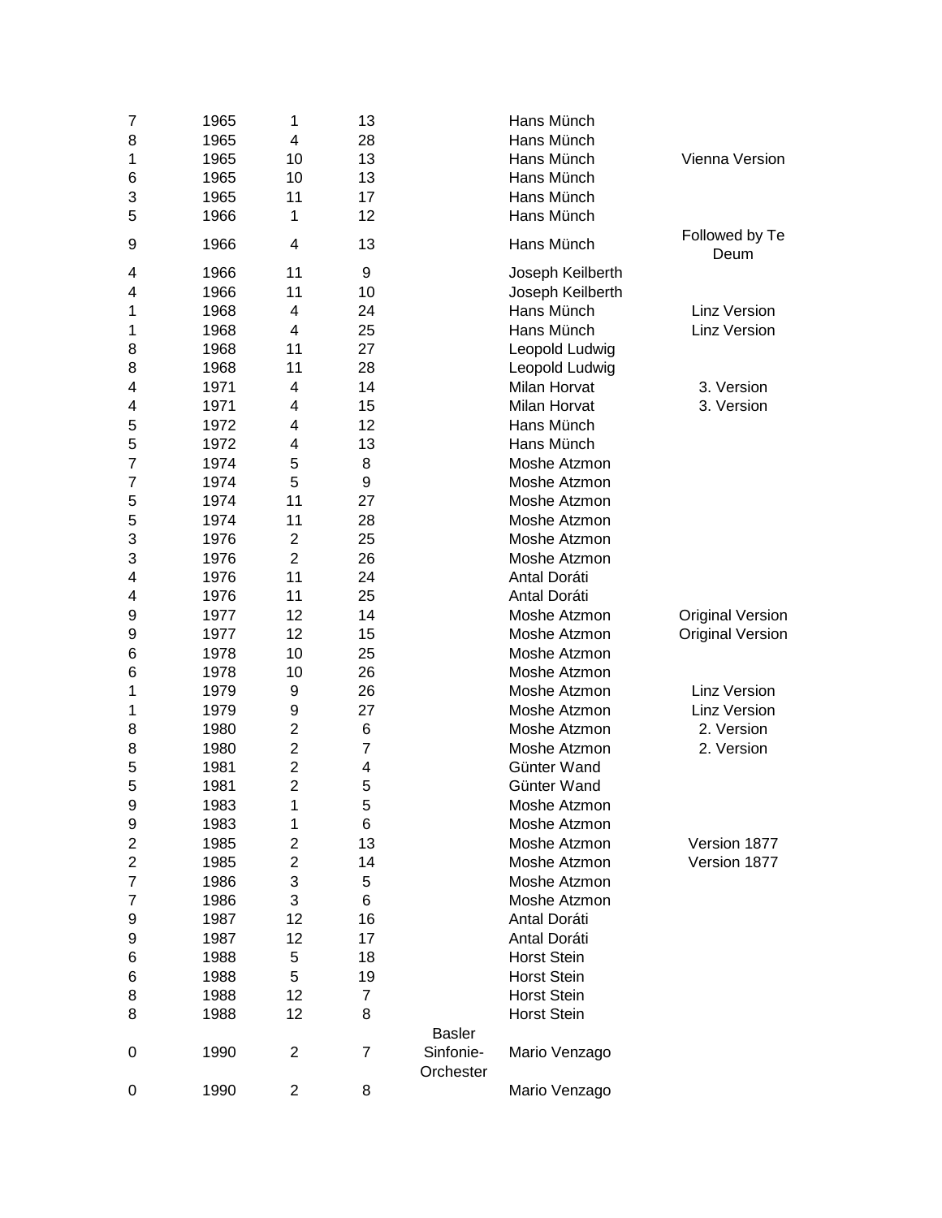| | | | | | | |
|---|---|---|---|---|---|---|
| 7 | 1965 | 1 | 13 | | Hans Münch | |
| 8 | 1965 | 4 | 28 | | Hans Münch | |
| 1 | 1965 | 10 | 13 | | Hans Münch | Vienna Version |
| 6 | 1965 | 10 | 13 | | Hans Münch | |
| 3 | 1965 | 11 | 17 | | Hans Münch | |
| 5 | 1966 | 1 | 12 | | Hans Münch | |
| 9 | 1966 | 4 | 13 | | Hans Münch | Followed by Te Deum |
| 4 | 1966 | 11 | 9 | | Joseph Keilberth | |
| 4 | 1966 | 11 | 10 | | Joseph Keilberth | |
| 1 | 1968 | 4 | 24 | | Hans Münch | Linz Version |
| 1 | 1968 | 4 | 25 | | Hans Münch | Linz Version |
| 8 | 1968 | 11 | 27 | | Leopold Ludwig | |
| 8 | 1968 | 11 | 28 | | Leopold Ludwig | |
| 4 | 1971 | 4 | 14 | | Milan Horvat | 3. Version |
| 4 | 1971 | 4 | 15 | | Milan Horvat | 3. Version |
| 5 | 1972 | 4 | 12 | | Hans Münch | |
| 5 | 1972 | 4 | 13 | | Hans Münch | |
| 7 | 1974 | 5 | 8 | | Moshe Atzmon | |
| 7 | 1974 | 5 | 9 | | Moshe Atzmon | |
| 5 | 1974 | 11 | 27 | | Moshe Atzmon | |
| 5 | 1974 | 11 | 28 | | Moshe Atzmon | |
| 3 | 1976 | 2 | 25 | | Moshe Atzmon | |
| 3 | 1976 | 2 | 26 | | Moshe Atzmon | |
| 4 | 1976 | 11 | 24 | | Antal Doráti | |
| 4 | 1976 | 11 | 25 | | Antal Doráti | |
| 9 | 1977 | 12 | 14 | | Moshe Atzmon | Original Version |
| 9 | 1977 | 12 | 15 | | Moshe Atzmon | Original Version |
| 6 | 1978 | 10 | 25 | | Moshe Atzmon | |
| 6 | 1978 | 10 | 26 | | Moshe Atzmon | |
| 1 | 1979 | 9 | 26 | | Moshe Atzmon | Linz Version |
| 1 | 1979 | 9 | 27 | | Moshe Atzmon | Linz Version |
| 8 | 1980 | 2 | 6 | | Moshe Atzmon | 2. Version |
| 8 | 1980 | 2 | 7 | | Moshe Atzmon | 2. Version |
| 5 | 1981 | 2 | 4 | | Günter Wand | |
| 5 | 1981 | 2 | 5 | | Günter Wand | |
| 9 | 1983 | 1 | 5 | | Moshe Atzmon | |
| 9 | 1983 | 1 | 6 | | Moshe Atzmon | |
| 2 | 1985 | 2 | 13 | | Moshe Atzmon | Version 1877 |
| 2 | 1985 | 2 | 14 | | Moshe Atzmon | Version 1877 |
| 7 | 1986 | 3 | 5 | | Moshe Atzmon | |
| 7 | 1986 | 3 | 6 | | Moshe Atzmon | |
| 9 | 1987 | 12 | 16 | | Antal Doráti | |
| 9 | 1987 | 12 | 17 | | Antal Doráti | |
| 6 | 1988 | 5 | 18 | | Horst Stein | |
| 6 | 1988 | 5 | 19 | | Horst Stein | |
| 8 | 1988 | 12 | 7 | | Horst Stein | |
| 8 | 1988 | 12 | 8 | | Horst Stein | |
| 0 | 1990 | 2 | 7 | Basler Sinfonie-Orchester | Mario Venzago | |
| 0 | 1990 | 2 | 8 | | Mario Venzago | |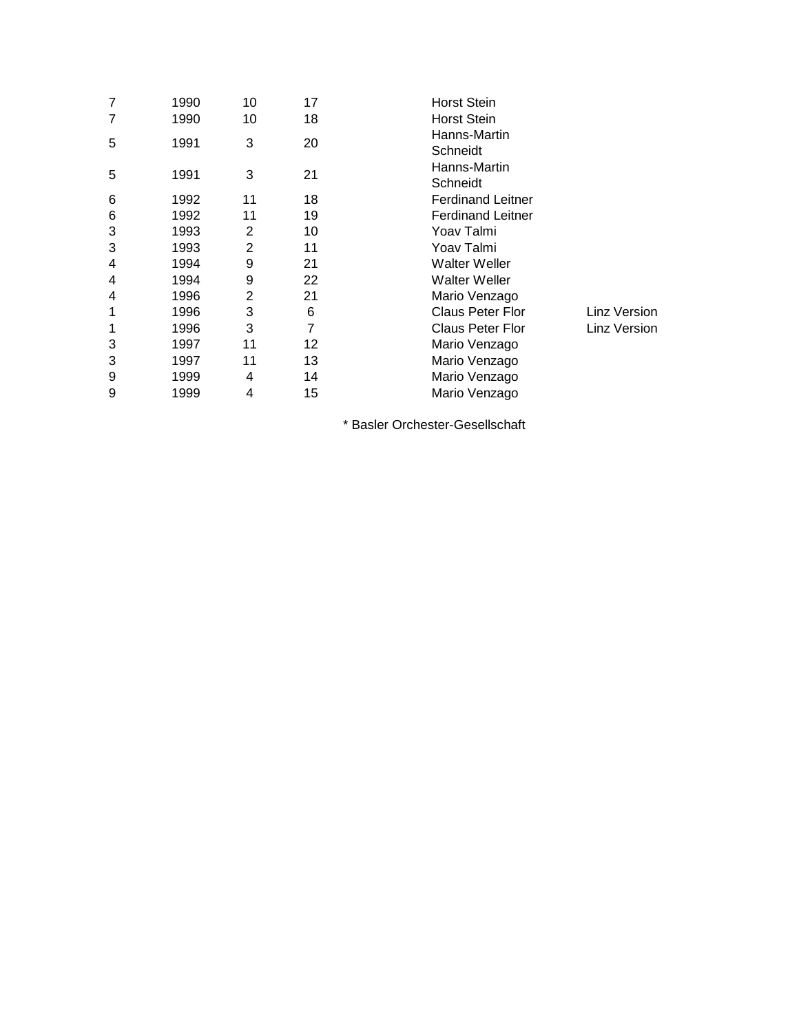| | | | | | | |
|---|---|---|---|---|---|---|
| 7 | 1990 | 10 | 17 | | Horst Stein | |
| 7 | 1990 | 10 | 18 | | Horst Stein | |
| 5 | 1991 | 3 | 20 | | Hanns-Martin Schneidt | |
| 5 | 1991 | 3 | 21 | | Hanns-Martin Schneidt | |
| 6 | 1992 | 11 | 18 | | Ferdinand Leitner | |
| 6 | 1992 | 11 | 19 | | Ferdinand Leitner | |
| 3 | 1993 | 2 | 10 | | Yoav Talmi | |
| 3 | 1993 | 2 | 11 | | Yoav Talmi | |
| 4 | 1994 | 9 | 21 | | Walter Weller | |
| 4 | 1994 | 9 | 22 | | Walter Weller | |
| 4 | 1996 | 2 | 21 | | Mario Venzago | |
| 1 | 1996 | 3 | 6 | | Claus Peter Flor | Linz Version |
| 1 | 1996 | 3 | 7 | | Claus Peter Flor | Linz Version |
| 3 | 1997 | 11 | 12 | | Mario Venzago | |
| 3 | 1997 | 11 | 13 | | Mario Venzago | |
| 9 | 1999 | 4 | 14 | | Mario Venzago | |
| 9 | 1999 | 4 | 15 | | Mario Venzago | |

* Basler Orchester-Gesellschaft